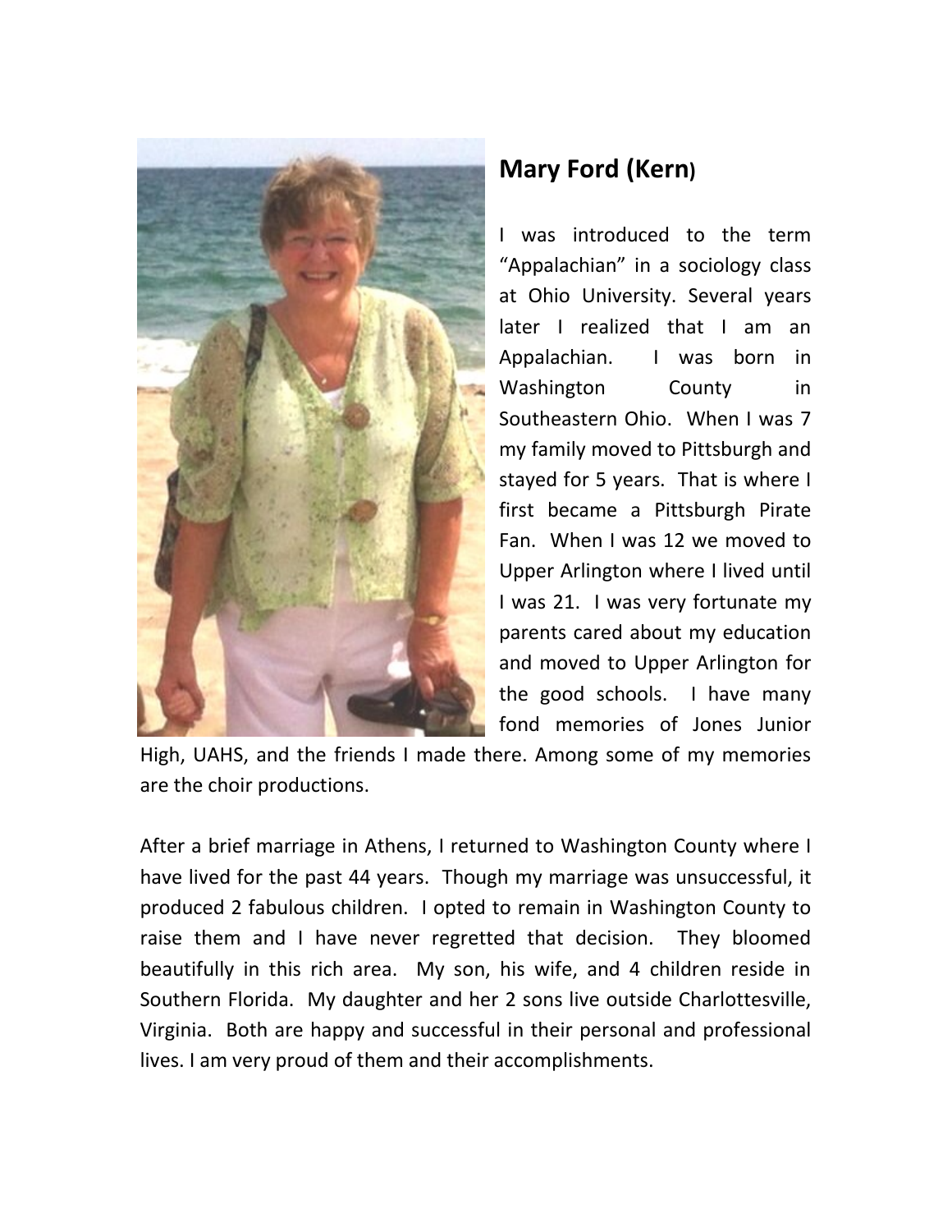## Mary Ford (Kern)

I was introduced to the term "Appalachian" in a sociology class at Ohio University. Several years later I realized that I am an Appalachian. I was born in Washington County in Southeastern Ohio. When I was 7 my family moved to Pittsburgh and stayed for 5 years. That is where I first became a Pittsburgh Pirate Fan. When I was 12 we moved to Upper Arlington where I lived until I was 21. I was very fortunate my parents cared about my education and moved to Upper Arlington for the good schools. I have many fond memories of Jones Junior High, UAHS, and the friends I made there. Among some of my memories are the choir productions.

After a brief marriage in Athens, I returned to Washington County where I have lived for the past 44 years. Though my marriage was unsuccessful, it produced 2 fabulous children. I opted to remain in Washington County to raise them and I have never regretted that decision. They bloomed beautifully in this rich area. My son, his wife, and 4 children reside in Southern Florida. My daughter and her 2 sons live outside Charlottesville, Virginia. Both are happy and successful in their personal and professional lives. I am very proud of them and their accomplishments.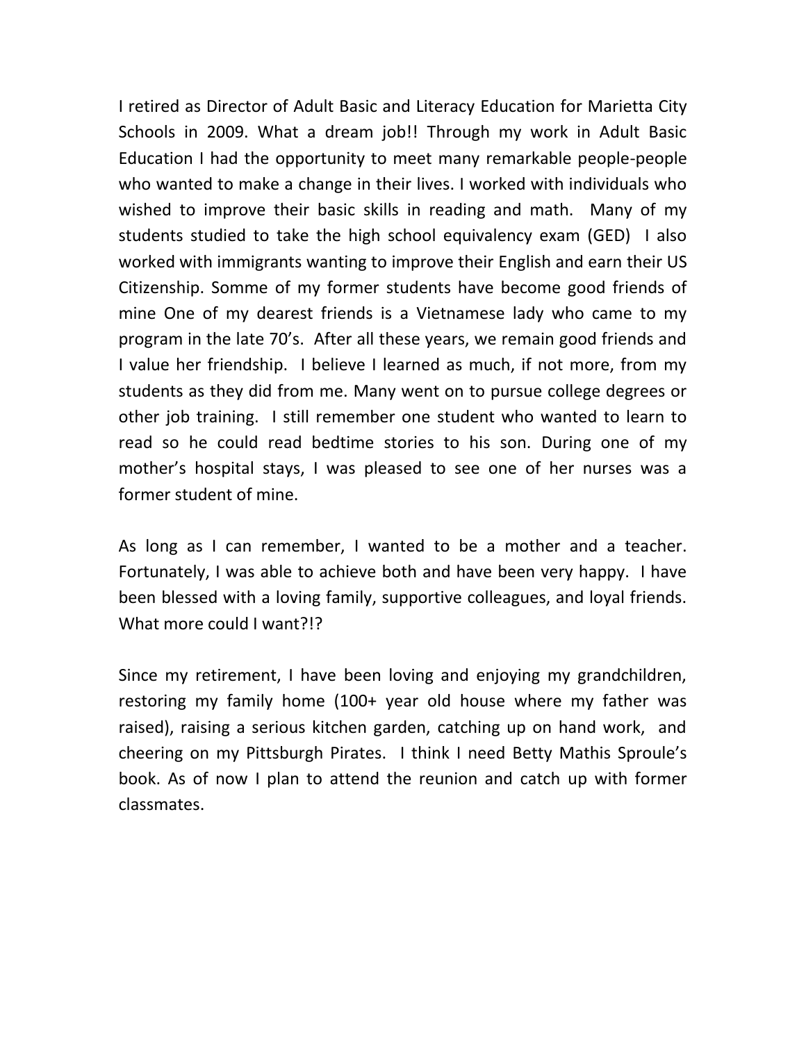I retired as Director of Adult Basic and Literacy Education for Marietta City Schools in 2009. What a dream job!! Through my work in Adult Basic Education I had the opportunity to meet many remarkable people-people who wanted to make a change in their lives. I worked with individuals who wished to improve their basic skills in reading and math. Many of my students studied to take the high school equivalency exam (GED) I also worked with immigrants wanting to improve their English and earn their US Citizenship. Somme of my former students have become good friends of mine One of my dearest friends is a Vietnamese lady who came to my program in the late 70's. After all these years, we remain good friends and I value her friendship. I believe I learned as much, if not more, from my students as they did from me. Many went on to pursue college degrees or other job training. I still remember one student who wanted to learn to read so he could read bedtime stories to his son. During one of my mother's hospital stays, I was pleased to see one of her nurses was a former student of mine.

As long as I can remember, I wanted to be a mother and a teacher. Fortunately, I was able to achieve both and have been very happy. I have been blessed with a loving family, supportive colleagues, and loyal friends. What more could I want?!?

Since my retirement, I have been loving and enjoying my grandchildren, restoring my family home (100+ year old house where my father was raised), raising a serious kitchen garden, catching up on hand work, and cheering on my Pittsburgh Pirates. I think I need Betty Mathis Sproule's book. As of now I plan to attend the reunion and catch up with former classmates.